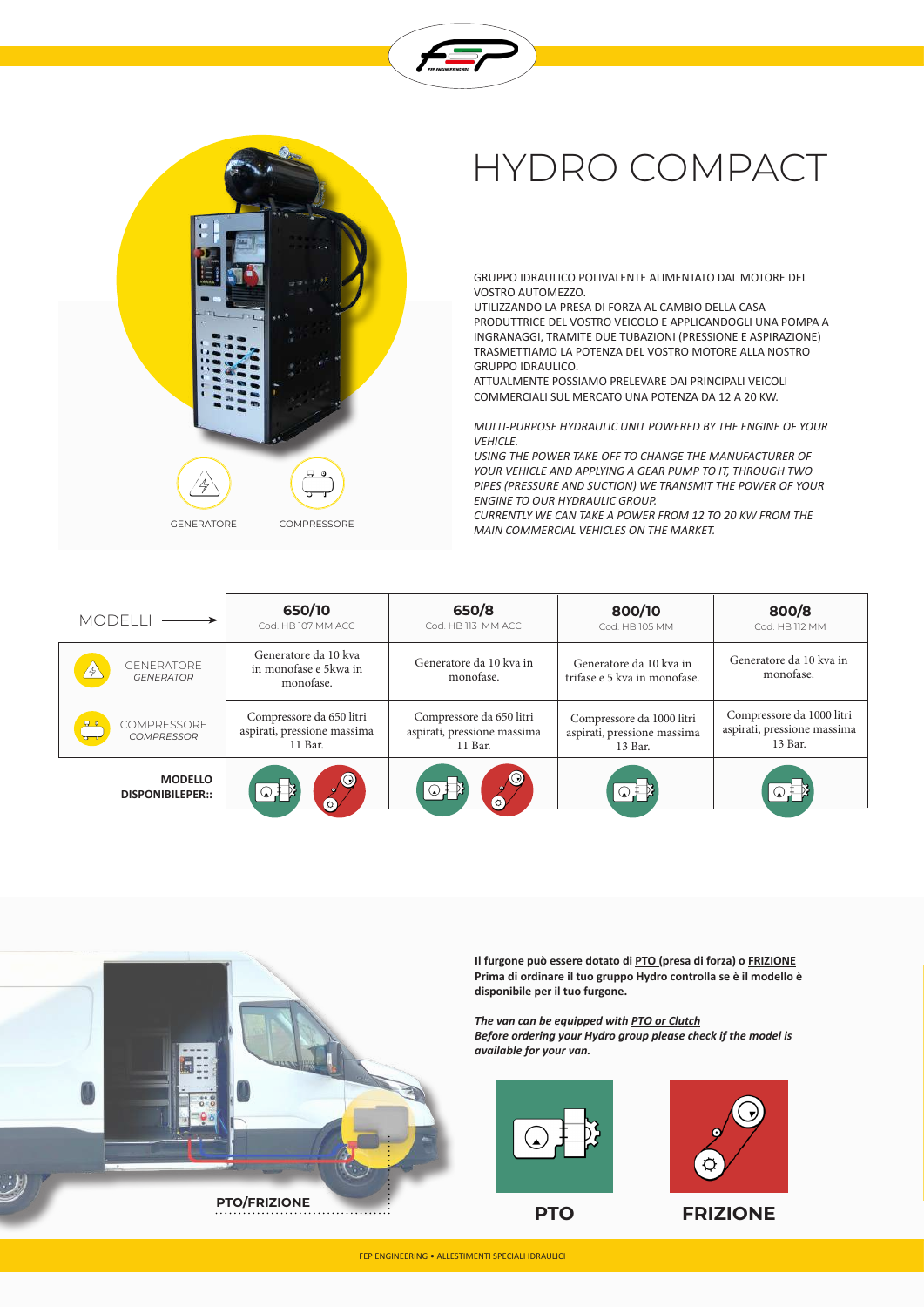# HYDRO COMPACT

GENERATORE COMPRESSORE

GRUPPO IDRAULICO POLIVALENTE ALIMENTATO DAL MOTORE DEL VOSTRO AUTOMEZZO.
UTILIZZANDO LA PRESA DI FORZA AL CAMBIO DELLA CASA PRODUTTRICE DEL VOSTRO VEICOLO E APPLICANDOGLI UNA POMPA A INGRANAGGI, TRAMITE DUE TUBAZIONI (PRESSIONE E ASPIRAZIONE) TRASMETTIAMO LA POTENZA DEL VOSTRO MOTORE ALLA NOSTRO GRUPPO IDRAULICO.
ATTUALMENTE POSSIAMO PRELEVARE DAI PRINCIPALI VEICOLI COMMERCIALI SUL MERCATO UNA POTENZA DA 12 A 20 KW.

*MULTI-PURPOSE HYDRAULIC UNIT POWERED BY THE ENGINE OF YOUR VEHICLE.*
*USING THE POWER TAKE-OFF TO CHANGE THE MANUFACTURER OF YOUR VEHICLE AND APPLYING A GEAR PUMP TO IT, THROUGH TWO PIPES (PRESSURE AND SUCTION) WE TRANSMIT THE POWER OF YOUR ENGINE TO OUR HYDRAULIC GROUP.*
*CURRENTLY WE CAN TAKE A POWER FROM 12 TO 20 KW FROM THE MAIN COMMERCIAL VEHICLES ON THE MARKET.*

| MODELLI → | **650/10** Cod. HB 107 MM ACC | **650/8** Cod. HB 113 MM ACC | **800/10** Cod. HB 105 MM | **800/8** Cod. HB 112 MM |
|---|---|---|---|---|
| GENERATORE *GENERATOR* | Generatore da 10 kva in monofase e 5kwa in monofase. | Generatore da 10 kva in monofase. | Generatore da 10 kva in trifase e 5 kva in monofase. | Generatore da 10 kva in monofase. |
| COMPRESSORE *COMPRESSOR* | Compressore da 650 litri aspirati, pressione massima 11 Bar. | Compressore da 650 litri aspirati, pressione massima 11 Bar. | Compressore da 1000 litri aspirati, pressione massima 13 Bar. | Compressore da 1000 litri aspirati, pressione massima 13 Bar. |
| **MODELLO DISPONIBILEPER::** | PTO, FRIZIONE | PTO, FRIZIONE | PTO | PTO |

**Il furgone può essere dotato di PTO (presa di forza) o FRIZIONE**
**Prima di ordinare il tuo gruppo Hydro controlla se è il modello è disponibile per il tuo furgone.**

***The van can be equipped with PTO or Clutch***
***Before ordering your Hydro group please check if the model is available for your van.***

**PTO/FRIZIONE**

**PTO** **FRIZIONE**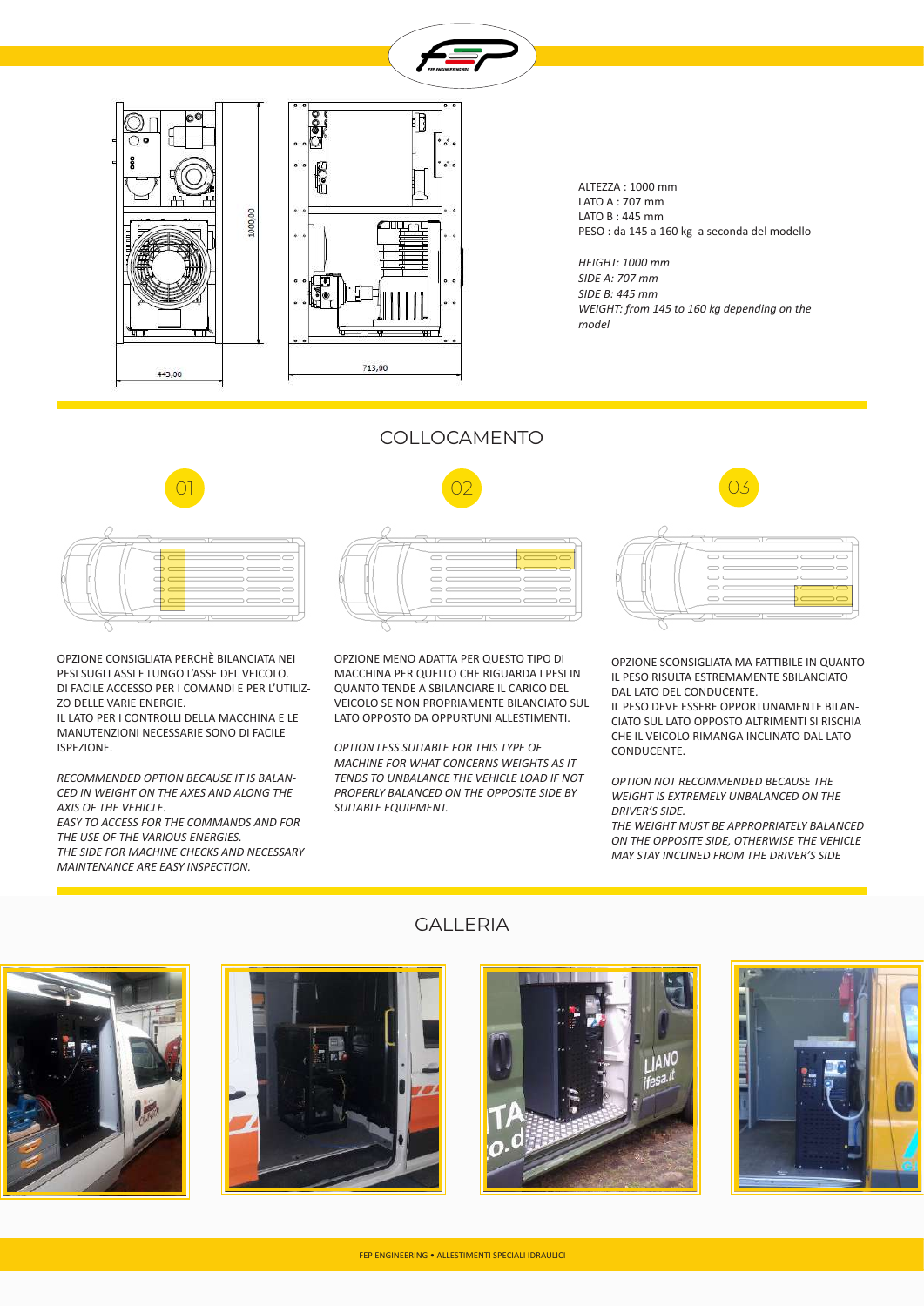ALTEZZA : 1000 mm
LATO A : 707 mm
LATO B : 445 mm
PESO : da 145 a 160 kg a seconda del modello

*HEIGHT: 1000 mm*
*SIDE A: 707 mm*
*SIDE B: 445 mm*
*WEIGHT: from 145 to 160 kg depending on the model*

## COLLOCAMENTO

### 01

OPZIONE CONSIGLIATA PERCHÈ BILANCIATA NEI PESI SUGLI ASSI E LUNGO L'ASSE DEL VEICOLO.
DI FACILE ACCESSO PER I COMANDI E PER L'UTILIZZO DELLE VARIE ENERGIE.
IL LATO PER I CONTROLLI DELLA MACCHINA E LE MANUTENZIONI NECESSARIE SONO DI FACILE ISPEZIONE.

*RECOMMENDED OPTION BECAUSE IT IS BALANCED IN WEIGHT ON THE AXES AND ALONG THE AXIS OF THE VEHICLE.*
*EASY TO ACCESS FOR THE COMMANDS AND FOR THE USE OF THE VARIOUS ENERGIES.*
*THE SIDE FOR MACHINE CHECKS AND NECESSARY MAINTENANCE ARE EASY INSPECTION.*

### 02

OPZIONE MENO ADATTA PER QUESTO TIPO DI MACCHINA PER QUELLO CHE RIGUARDA I PESI IN QUANTO TENDE A SBILANCIARE IL CARICO DEL VEICOLO SE NON PROPRIAMENTE BILANCIATO SUL LATO OPPOSTO DA OPPURTUNI ALLESTIMENTI.

*OPTION LESS SUITABLE FOR THIS TYPE OF MACHINE FOR WHAT CONCERNS WEIGHTS AS IT TENDS TO UNBALANCE THE VEHICLE LOAD IF NOT PROPERLY BALANCED ON THE OPPOSITE SIDE BY SUITABLE EQUIPMENT.*

### 03

OPZIONE SCONSIGLIATA MA FATTIBILE IN QUANTO IL PESO RISULTA ESTREMAMENTE SBILANCIATO DAL LATO DEL CONDUCENTE.
IL PESO DEVE ESSERE OPPORTUNAMENTE BILANCIATO SUL LATO OPPOSTO ALTRIMENTI SI RISCHIA CHE IL VEICOLO RIMANGA INCLINATO DAL LATO CONDUCENTE.

*OPTION NOT RECOMMENDED BECAUSE THE WEIGHT IS EXTREMELY UNBALANCED ON THE DRIVER'S SIDE.*
*THE WEIGHT MUST BE APPROPRIATELY BALANCED ON THE OPPOSITE SIDE, OTHERWISE THE VEHICLE MAY STAY INCLINED FROM THE DRIVER'S SIDE*

## GALLERIA

FEP ENGINEERING • ALLESTIMENTI SPECIALI IDRAULICI